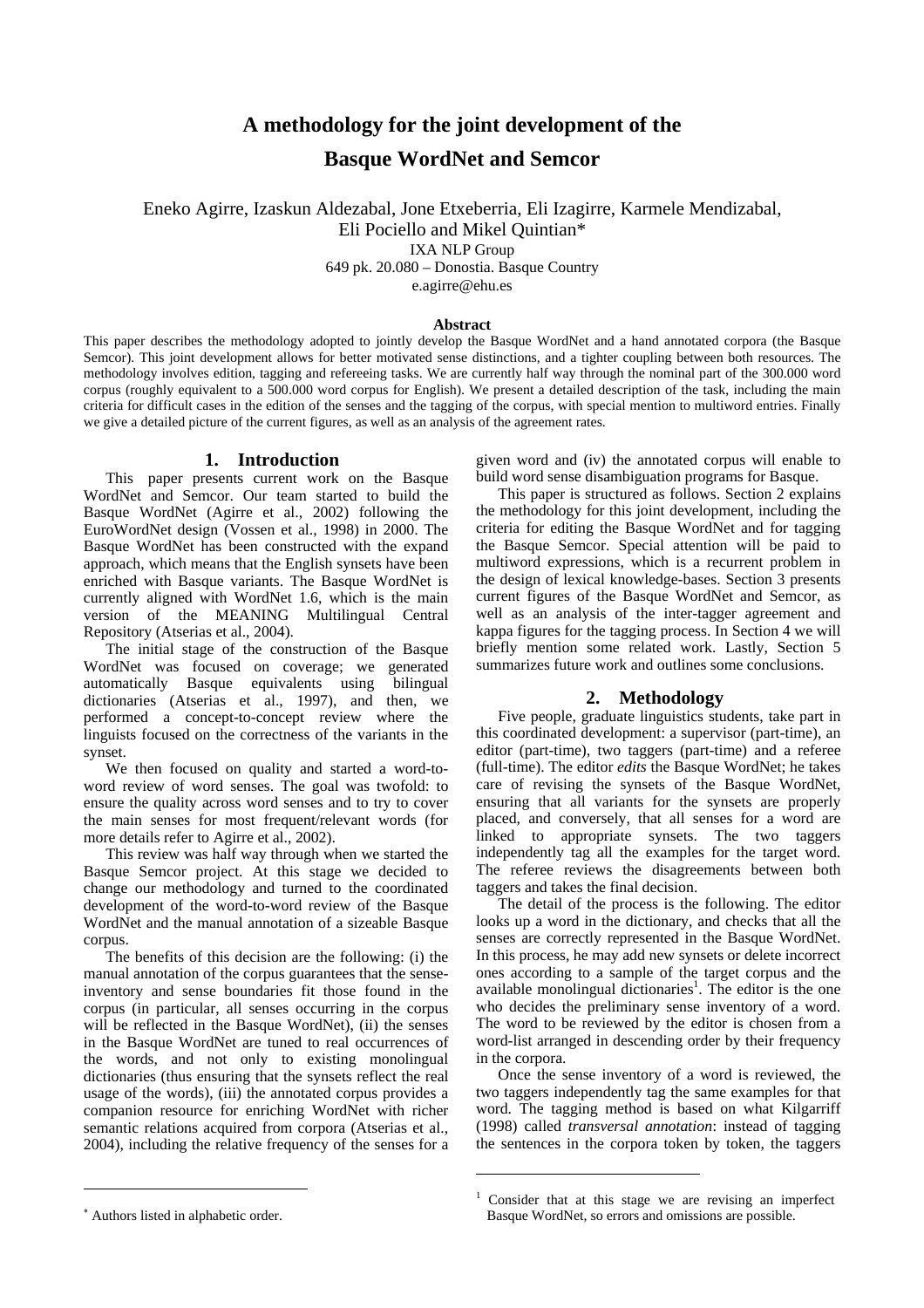# A methodology for the joint development of the Basque WordNet and Semcor

Eneko Agirre, Izaskun Aldezabal, Jone Etxeberria, Eli Izagirre, Karmele Mendizabal, Eli Pociello and Mikel Quintian*

IXA NLP Group
649 pk. 20.080 – Donostia. Basque Country
e.agirre@ehu.es

### Abstract

This paper describes the methodology adopted to jointly develop the Basque WordNet and a hand annotated corpora (the Basque Semcor). This joint development allows for better motivated sense distinctions, and a tighter coupling between both resources. The methodology involves edition, tagging and refereeing tasks. We are currently half way through the nominal part of the 300.000 word corpus (roughly equivalent to a 500.000 word corpus for English). We present a detailed description of the task, including the main criteria for difficult cases in the edition of the senses and the tagging of the corpus, with special mention to multiword entries. Finally we give a detailed picture of the current figures, as well as an analysis of the agreement rates.

## 1. Introduction

This paper presents current work on the Basque WordNet and Semcor. Our team started to build the Basque WordNet (Agirre et al., 2002) following the EuroWordNet design (Vossen et al., 1998) in 2000. The Basque WordNet has been constructed with the expand approach, which means that the English synsets have been enriched with Basque variants. The Basque WordNet is currently aligned with WordNet 1.6, which is the main version of the MEANING Multilingual Central Repository (Atserias et al., 2004).

The initial stage of the construction of the Basque WordNet was focused on coverage; we generated automatically Basque equivalents using bilingual dictionaries (Atserias et al., 1997), and then, we performed a concept-to-concept review where the linguists focused on the correctness of the variants in the synset.

We then focused on quality and started a word-to-word review of word senses. The goal was twofold: to ensure the quality across word senses and to try to cover the main senses for most frequent/relevant words (for more details refer to Agirre et al., 2002).

This review was half way through when we started the Basque Semcor project. At this stage we decided to change our methodology and turned to the coordinated development of the word-to-word review of the Basque WordNet and the manual annotation of a sizeable Basque corpus.

The benefits of this decision are the following: (i) the manual annotation of the corpus guarantees that the sense-inventory and sense boundaries fit those found in the corpus (in particular, all senses occurring in the corpus will be reflected in the Basque WordNet), (ii) the senses in the Basque WordNet are tuned to real occurrences of the words, and not only to existing monolingual dictionaries (thus ensuring that the synsets reflect the real usage of the words), (iii) the annotated corpus provides a companion resource for enriching WordNet with richer semantic relations acquired from corpora (Atserias et al., 2004), including the relative frequency of the senses for a given word and (iv) the annotated corpus will enable to build word sense disambiguation programs for Basque.

This paper is structured as follows. Section 2 explains the methodology for this joint development, including the criteria for editing the Basque WordNet and for tagging the Basque Semcor. Special attention will be paid to multiword expressions, which is a recurrent problem in the design of lexical knowledge-bases. Section 3 presents current figures of the Basque WordNet and Semcor, as well as an analysis of the inter-tagger agreement and kappa figures for the tagging process. In Section 4 we will briefly mention some related work. Lastly, Section 5 summarizes future work and outlines some conclusions.

## 2. Methodology

Five people, graduate linguistics students, take part in this coordinated development: a supervisor (part-time), an editor (part-time), two taggers (part-time) and a referee (full-time). The editor *edits* the Basque WordNet; he takes care of revising the synsets of the Basque WordNet, ensuring that all variants for the synsets are properly placed, and conversely, that all senses for a word are linked to appropriate synsets. The two taggers independently tag all the examples for the target word. The referee reviews the disagreements between both taggers and takes the final decision.

The detail of the process is the following. The editor looks up a word in the dictionary, and checks that all the senses are correctly represented in the Basque WordNet. In this process, he may add new synsets or delete incorrect ones according to a sample of the target corpus and the available monolingual dictionaries[1]. The editor is the one who decides the preliminary sense inventory of a word. The word to be reviewed by the editor is chosen from a word-list arranged in descending order by their frequency in the corpora.

Once the sense inventory of a word is reviewed, the two taggers independently tag the same examples for that word. The tagging method is based on what Kilgarriff (1998) called *transversal annotation*: instead of tagging the sentences in the corpora token by token, the taggers

---

* Authors listed in alphabetic order.

[1] Consider that at this stage we are revising an imperfect Basque WordNet, so errors and omissions are possible.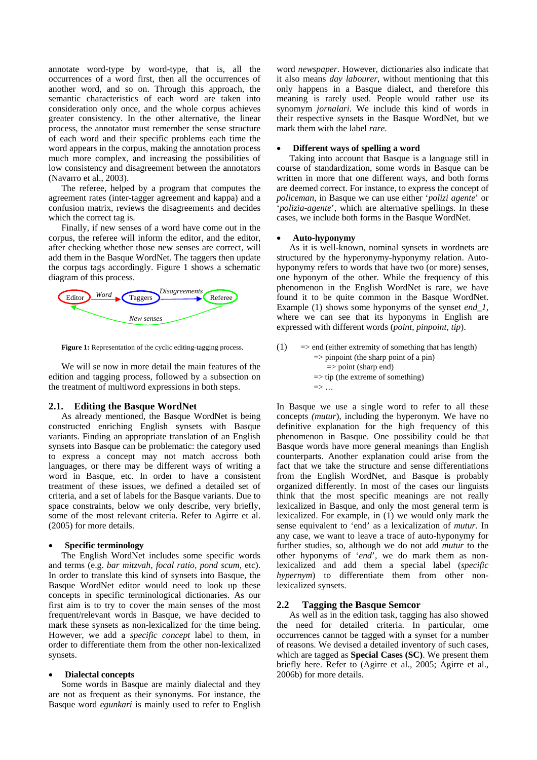annotate word-type by word-type, that is, all the occurrences of a word first, then all the occurrences of another word, and so on. Through this approach, the semantic characteristics of each word are taken into consideration only once, and the whole corpus achieves greater consistency. In the other alternative, the linear process, the annotator must remember the sense structure of each word and their specific problems each time the word appears in the corpus, making the annotation process much more complex, and increasing the possibilities of low consistency and disagreement between the annotators (Navarro et al., 2003).

The referee, helped by a program that computes the agreement rates (inter-tagger agreement and kappa) and a confusion matrix, reviews the disagreements and decides which the correct tag is.

Finally, if new senses of a word have come out in the corpus, the referee will inform the editor, and the editor, after checking whether those new senses are correct, will add them in the Basque WordNet. The taggers then update the corpus tags accordingly. Figure 1 shows a schematic diagram of this process.

Editor → *Word* → Taggers → *Disagreements* → Referee → *New senses* → Editor

**Figure 1:** Representation of the cyclic editing-tagging process.

We will se now in more detail the main features of the edition and tagging process, followed by a subsection on the treatment of multiword expressions in both steps.

## 2.1. Editing the Basque WordNet

As already mentioned, the Basque WordNet is being constructed enriching English synsets with Basque variants. Finding an appropriate translation of an English synsets into Basque can be problematic: the category used to express a concept may not match accross both languages, or there may be different ways of writing a word in Basque, etc. In order to have a consistent treatment of these issues, we defined a detailed set of criteria, and a set of labels for the Basque variants. Due to space constraints, below we only describe, very briefly, some of the most relevant criteria. Refer to Agirre et al. (2005) for more details.

- **Specific terminology**

The English WordNet includes some specific words and terms (e.g. *bar mitzvah*, *focal ratio*, *pond scum*, etc). In order to translate this kind of synsets into Basque, the Basque WordNet editor would need to look up these concepts in specific terminological dictionaries. As our first aim is to try to cover the main senses of the most frequent/relevant words in Basque, we have decided to mark these synsets as non-lexicalized for the time being. However, we add a *specific concept* label to them, in order to differentiate them from the other non-lexicalized synsets.

- **Dialectal concepts**

Some words in Basque are mainly dialectal and they are not as frequent as their synonyms. For instance, the Basque word *egunkari* is mainly used to refer to English word *newspaper*. However, dictionaries also indicate that it also means *day labourer*, without mentioning that this only happens in a Basque dialect, and therefore this meaning is rarely used. People would rather use its synomym *jornalari*. We include this kind of words in their respective synsets in the Basque WordNet, but we mark them with the label *rare*.

- **Different ways of spelling a word**

Taking into account that Basque is a language still in course of standardization, some words in Basque can be written in more that one different ways, and both forms are deemed correct. For instance, to express the concept of *policeman*, in Basque we can use either '*polizi agente*' or '*polizia-agente*', which are alternative spellings. In these cases, we include both forms in the Basque WordNet.

- **Auto-hyponymy**

As it is well-known, nominal synsets in wordnets are structured by the hyperonymy-hyponymy relation. Auto-hyponymy refers to words that have two (or more) senses, one hyponym of the other. While the frequency of this phenomenon in the English WordNet is rare, we have found it to be quite common in the Basque WordNet. Example (1) shows some hyponyms of the synset *end_1*, where we can see that its hyponyms in English are expressed with different words (*point, pinpoint, tip*).

(1) => end (either extremity of something that has length)
    => pinpoint (the sharp point of a pin)
        => point (sharp end)
    => tip (the extreme of something)
    => …

In Basque we use a single word to refer to all these concepts *(mutur*), including the hyperonym. We have no definitive explanation for the high frequency of this phenomenon in Basque. One possibility could be that Basque words have more general meanings than English counterparts. Another explanation could arise from the fact that we take the structure and sense differentiations from the English WordNet, and Basque is probably organized differently. In most of the cases our linguists think that the most specific meanings are not really lexicalized in Basque, and only the most general term is lexicalized. For example, in (1) we would only mark the sense equivalent to 'end' as a lexicalization of *mutur*. In any case, we want to leave a trace of auto-hyponymy for further studies, so, although we do not add *mutur* to the other hyponyms of '*end*', we do mark them as non-lexicalized and add them a special label (*specific hypernym*) to differentiate them from other non-lexicalized synsets.

## 2.2 Tagging the Basque Semcor

As well as in the edition task, tagging has also showed the need for detailed criteria. In particular, ome occurrences cannot be tagged with a synset for a number of reasons. We devised a detailed inventory of such cases, which are tagged as **Special Cases (SC)**. We present them briefly here. Refer to (Agirre et al., 2005; Agirre et al., 2006b) for more details.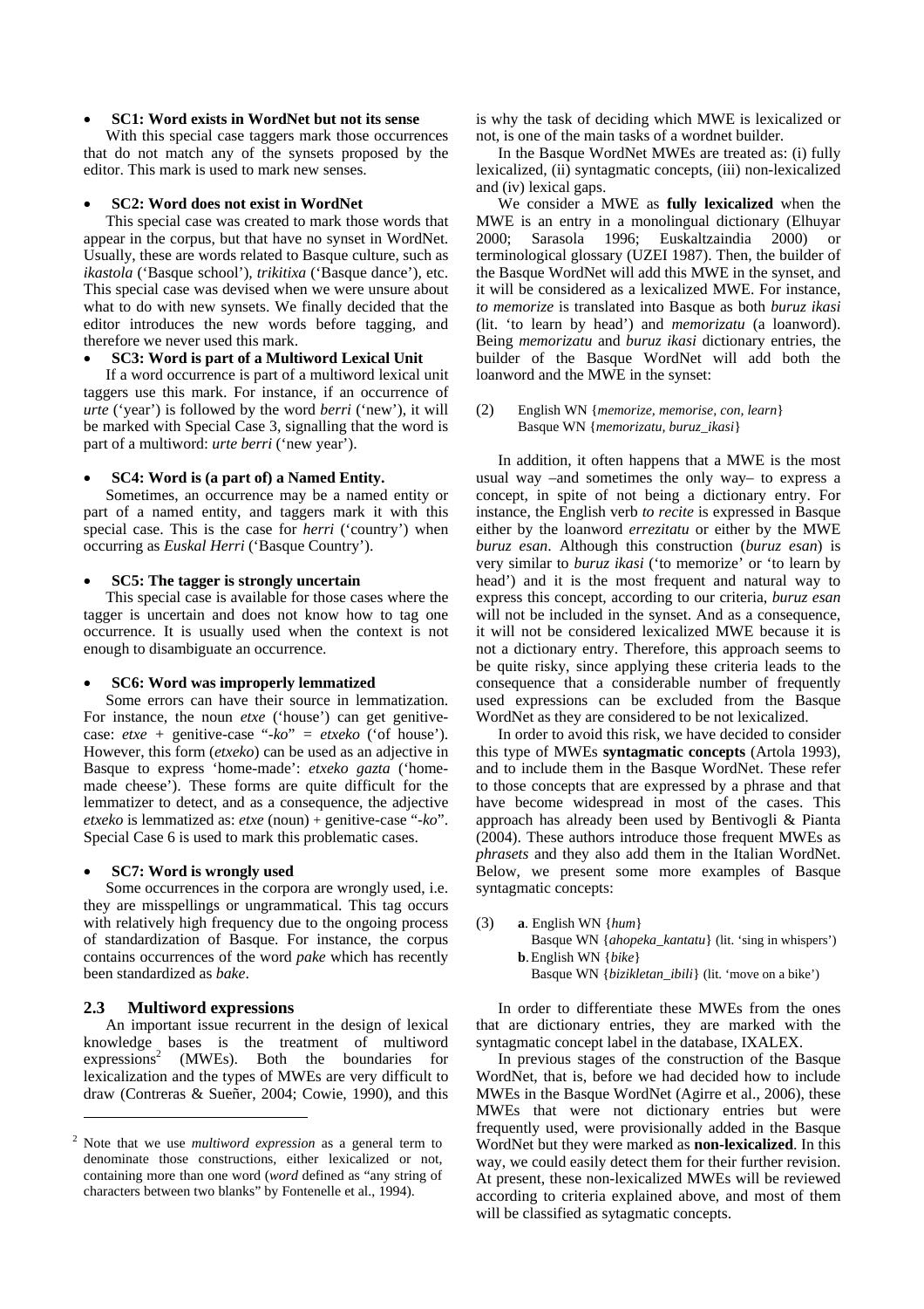- **SC1: Word exists in WordNet but not its sense**

With this special case taggers mark those occurrences that do not match any of the synsets proposed by the editor. This mark is used to mark new senses.

- **SC2: Word does not exist in WordNet**

This special case was created to mark those words that appear in the corpus, but that have no synset in WordNet. Usually, these are words related to Basque culture, such as *ikastola* ('Basque school'), *trikitixa* ('Basque dance'), etc. This special case was devised when we were unsure about what to do with new synsets. We finally decided that the editor introduces the new words before tagging, and therefore we never used this mark.

- **SC3: Word is part of a Multiword Lexical Unit**

If a word occurrence is part of a multiword lexical unit taggers use this mark. For instance, if an occurrence of *urte* ('year') is followed by the word *berri* ('new'), it will be marked with Special Case 3, signalling that the word is part of a multiword: *urte berri* ('new year').

- **SC4: Word is (a part of) a Named Entity.**

Sometimes, an occurrence may be a named entity or part of a named entity, and taggers mark it with this special case. This is the case for *herri* ('country') when occurring as *Euskal Herri* ('Basque Country').

- **SC5: The tagger is strongly uncertain**

This special case is available for those cases where the tagger is uncertain and does not know how to tag one occurrence. It is usually used when the context is not enough to disambiguate an occurrence.

- **SC6: Word was improperly lemmatized**

Some errors can have their source in lemmatization. For instance, the noun *etxe* ('house') can get genitive-case: *etxe* + genitive-case "*-ko*" = *etxeko* ('of house'). However, this form (*etxeko*) can be used as an adjective in Basque to express 'home-made': *etxeko gazta* ('home-made cheese'). These forms are quite difficult for the lemmatizer to detect, and as a consequence, the adjective *etxeko* is lemmatized as: *etxe* (noun) + genitive-case "*-ko*". Special Case 6 is used to mark this problematic cases.

- **SC7: Word is wrongly used**

Some occurrences in the corpora are wrongly used, i.e. they are misspellings or ungrammatical. This tag occurs with relatively high frequency due to the ongoing process of standardization of Basque. For instance, the corpus contains occurrences of the word *pake* which has recently been standardized as *bake*.

### 2.3 Multiword expressions

An important issue recurrent in the design of lexical knowledge bases is the treatment of multiword expressions[2] (MWEs). Both the boundaries for lexicalization and the types of MWEs are very difficult to draw (Contreras & Sueñer, 2004; Cowie, 1990), and this is why the task of deciding which MWE is lexicalized or not, is one of the main tasks of a wordnet builder.

In the Basque WordNet MWEs are treated as: (i) fully lexicalized, (ii) syntagmatic concepts, (iii) non-lexicalized and (iv) lexical gaps.

We consider a MWE as **fully lexicalized** when the MWE is an entry in a monolingual dictionary (Elhuyar 2000; Sarasola 1996; Euskaltzaindia 2000) or terminological glossary (UZEI 1987). Then, the builder of the Basque WordNet will add this MWE in the synset, and it will be considered as a lexicalized MWE. For instance, *to memorize* is translated into Basque as both *buruz ikasi* (lit. 'to learn by head') and *memorizatu* (a loanword). Being *memorizatu* and *buruz ikasi* dictionary entries, the builder of the Basque WordNet will add both the loanword and the MWE in the synset:

(2) English WN {*memorize, memorise, con, learn*}
Basque WN {*memorizatu, buruz_ikasi*}

In addition, it often happens that a MWE is the most usual way –and sometimes the only way– to express a concept, in spite of not being a dictionary entry. For instance, the English verb *to recite* is expressed in Basque either by the loanword *errezitatu* or either by the MWE *buruz esan*. Although this construction (*buruz esan*) is very similar to *buruz ikasi* ('to memorize' or 'to learn by head') and it is the most frequent and natural way to express this concept, according to our criteria, *buruz esan* will not be included in the synset. And as a consequence, it will not be considered lexicalized MWE because it is not a dictionary entry. Therefore, this approach seems to be quite risky, since applying these criteria leads to the consequence that a considerable number of frequently used expressions can be excluded from the Basque WordNet as they are considered to be not lexicalized.

In order to avoid this risk, we have decided to consider this type of MWEs **syntagmatic concepts** (Artola 1993), and to include them in the Basque WordNet. These refer to those concepts that are expressed by a phrase and that have become widespread in most of the cases. This approach has already been used by Bentivogli & Pianta (2004). These authors introduce those frequent MWEs as *phrasets* and they also add them in the Italian WordNet. Below, we present some more examples of Basque syntagmatic concepts:

(3) **a**. English WN {*hum*}
Basque WN {*ahopeka_kantatu*} (lit. 'sing in whispers')
**b**. English WN {*bike*}
Basque WN {*bizikletan_ibili*} (lit. 'move on a bike')

In order to differentiate these MWEs from the ones that are dictionary entries, they are marked with the syntagmatic concept label in the database, IXALEX.

In previous stages of the construction of the Basque WordNet, that is, before we had decided how to include MWEs in the Basque WordNet (Agirre et al., 2006), these MWEs that were not dictionary entries but were frequently used, were provisionally added in the Basque WordNet but they were marked as **non-lexicalized**. In this way, we could easily detect them for their further revision. At present, these non-lexicalized MWEs will be reviewed according to criteria explained above, and most of them will be classified as sytagmatic concepts.

---

[2] Note that we use *multiword expression* as a general term to denominate those constructions, either lexicalized or not, containing more than one word (*word* defined as "any string of characters between two blanks" by Fontenelle et al., 1994).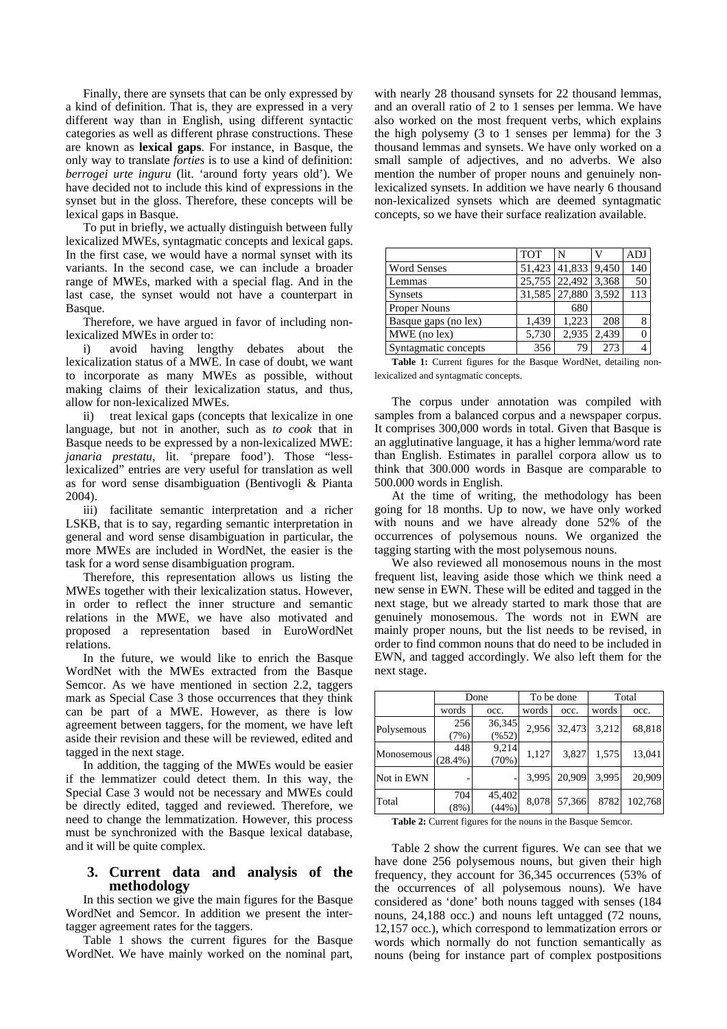Finally, there are synsets that can be only expressed by a kind of definition. That is, they are expressed in a very different way than in English, using different syntactic categories as well as different phrase constructions. These are known as **lexical gaps**. For instance, in Basque, the only way to translate *forties* is to use a kind of definition: *berrogei urte inguru* (lit. 'around forty years old'). We have decided not to include this kind of expressions in the synset but in the gloss. Therefore, these concepts will be lexical gaps in Basque.

To put in briefly, we actually distinguish between fully lexicalized MWEs, syntagmatic concepts and lexical gaps. In the first case, we would have a normal synset with its variants. In the second case, we can include a broader range of MWEs, marked with a special flag. And in the last case, the synset would not have a counterpart in Basque.

Therefore, we have argued in favor of including non-lexicalized MWEs in order to:

i) avoid having lengthy debates about the lexicalization status of a MWE. In case of doubt, we want to incorporate as many MWEs as possible, without making claims of their lexicalization status, and thus, allow for non-lexicalized MWEs.

ii) treat lexical gaps (concepts that lexicalize in one language, but not in another, such as *to cook* that in Basque needs to be expressed by a non-lexicalized MWE: *janaria prestatu*, lit. 'prepare food'). Those "less-lexicalized" entries are very useful for translation as well as for word sense disambiguation (Bentivogli & Pianta 2004).

iii) facilitate semantic interpretation and a richer LSKB, that is to say, regarding semantic interpretation in general and word sense disambiguation in particular, the more MWEs are included in WordNet, the easier is the task for a word sense disambiguation program.

Therefore, this representation allows us listing the MWEs together with their lexicalization status. However, in order to reflect the inner structure and semantic relations in the MWE, we have also motivated and proposed a representation based in EuroWordNet relations.

In the future, we would like to enrich the Basque WordNet with the MWEs extracted from the Basque Semcor. As we have mentioned in section 2.2, taggers mark as Special Case 3 those occurrences that they think can be part of a MWE. However, as there is low agreement between taggers, for the moment, we have left aside their revision and these will be reviewed, edited and tagged in the next stage.

In addition, the tagging of the MWEs would be easier if the lemmatizer could detect them. In this way, the Special Case 3 would not be necessary and MWEs could be directly edited, tagged and reviewed. Therefore, we need to change the lemmatization. However, this process must be synchronized with the Basque lexical database, and it will be quite complex.

## 3. Current data and analysis of the methodology

In this section we give the main figures for the Basque WordNet and Semcor. In addition we present the inter-tagger agreement rates for the taggers.

Table 1 shows the current figures for the Basque WordNet. We have mainly worked on the nominal part, with nearly 28 thousand synsets for 22 thousand lemmas, and an overall ratio of 2 to 1 senses per lemma. We have also worked on the most frequent verbs, which explains the high polysemy (3 to 1 senses per lemma) for the 3 thousand lemmas and synsets. We have only worked on a small sample of adjectives, and no adverbs. We also mention the number of proper nouns and genuinely non-lexicalized synsets. In addition we have nearly 6 thousand non-lexicalized synsets which are deemed syntagmatic concepts, so we have their surface realization available.

| | TOT | N | V | ADJ |
|---|---|---|---|---|
| Word Senses | 51,423 | 41,833 | 9,450 | 140 |
| Lemmas | 25,755 | 22,492 | 3,368 | 50 |
| Synsets | 31,585 | 27,880 | 3,592 | 113 |
| Proper Nouns | | 680 | | |
| Basque gaps (no lex) | 1,439 | 1,223 | 208 | 8 |
| MWE (no lex) | 5,730 | 2,935 | 2,439 | 0 |
| Syntagmatic concepts | 356 | 79 | 273 | 4 |

**Table 1:** Current figures for the Basque WordNet, detailing non-lexicalized and syntagmatic concepts.

The corpus under annotation was compiled with samples from a balanced corpus and a newspaper corpus. It comprises 300,000 words in total. Given that Basque is an agglutinative language, it has a higher lemma/word rate than English. Estimates in parallel corpora allow us to think that 300.000 words in Basque are comparable to 500.000 words in English.

At the time of writing, the methodology has been going for 18 months. Up to now, we have only worked with nouns and we have already done 52% of the occurrences of polysemous nouns. We organized the tagging starting with the most polysemous nouns.

We also reviewed all monosemous nouns in the most frequent list, leaving aside those which we think need a new sense in EWN. These will be edited and tagged in the next stage, but we already started to mark those that are genuinely monosemous. The words not in EWN are mainly proper nouns, but the list needs to be revised, in order to find common nouns that do need to be included in EWN, and tagged accordingly. We also left them for the next stage.

| | Done | | To be done | | Total | |
|---|---|---|---|---|---|---|
| | words | occ. | words | occ. | words | occ. |
| Polysemous | 256 (7%) | 36,345 (%52) | 2,956 | 32,473 | 3,212 | 68,818 |
| Monosemous | 448 (28.4%) | 9,214 (70%) | 1,127 | 3,827 | 1,575 | 13,041 |
| Not in EWN | - | - | 3,995 | 20,909 | 3,995 | 20,909 |
| Total | 704 (8%) | 45,402 (44%) | 8,078 | 57,366 | 8782 | 102,768 |

**Table 2:** Current figures for the nouns in the Basque Semcor.

Table 2 show the current figures. We can see that we have done 256 polysemous nouns, but given their high frequency, they account for 36,345 occurrences (53% of the occurrences of all polysemous nouns). We have considered as 'done' both nouns tagged with senses (184 nouns, 24,188 occ.) and nouns left untagged (72 nouns, 12,157 occ.), which correspond to lemmatization errors or words which normally do not function semantically as nouns (being for instance part of complex postpositions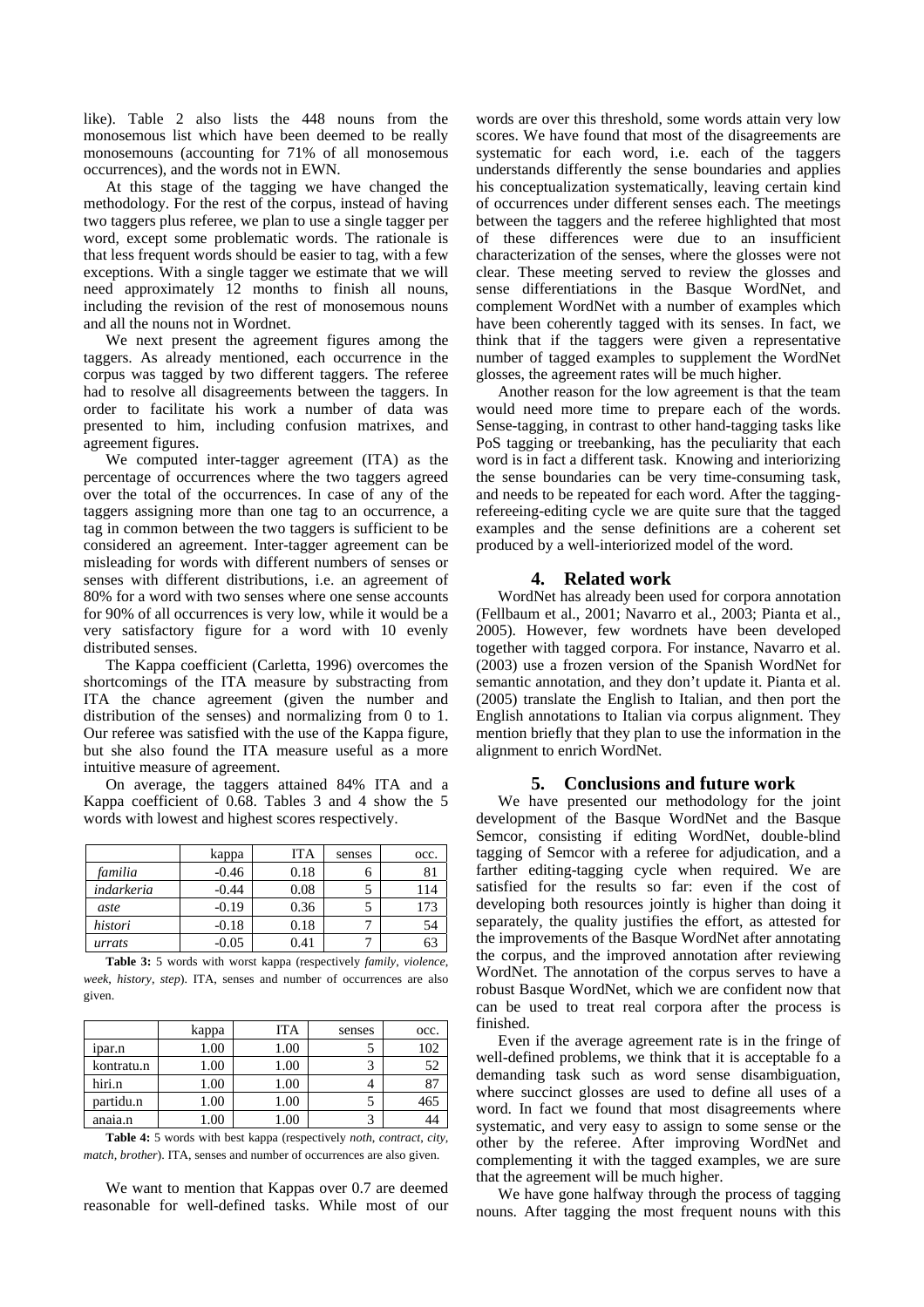like). Table 2 also lists the 448 nouns from the monosemous list which have been deemed to be really monosemouns (accounting for 71% of all monosemous occurrences), and the words not in EWN.

At this stage of the tagging we have changed the methodology. For the rest of the corpus, instead of having two taggers plus referee, we plan to use a single tagger per word, except some problematic words. The rationale is that less frequent words should be easier to tag, with a few exceptions. With a single tagger we estimate that we will need approximately 12 months to finish all nouns, including the revision of the rest of monosemous nouns and all the nouns not in Wordnet.

We next present the agreement figures among the taggers. As already mentioned, each occurrence in the corpus was tagged by two different taggers. The referee had to resolve all disagreements between the taggers. In order to facilitate his work a number of data was presented to him, including confusion matrixes, and agreement figures.

We computed inter-tagger agreement (ITA) as the percentage of occurrences where the two taggers agreed over the total of the occurrences. In case of any of the taggers assigning more than one tag to an occurrence, a tag in common between the two taggers is sufficient to be considered an agreement. Inter-tagger agreement can be misleading for words with different numbers of senses or senses with different distributions, i.e. an agreement of 80% for a word with two senses where one sense accounts for 90% of all occurrences is very low, while it would be a very satisfactory figure for a word with 10 evenly distributed senses.

The Kappa coefficient (Carletta, 1996) overcomes the shortcomings of the ITA measure by substracting from ITA the chance agreement (given the number and distribution of the senses) and normalizing from 0 to 1. Our referee was satisfied with the use of the Kappa figure, but she also found the ITA measure useful as a more intuitive measure of agreement.

On average, the taggers attained 84% ITA and a Kappa coefficient of 0.68. Tables 3 and 4 show the 5 words with lowest and highest scores respectively.

| | kappa | ITA | senses | occ. |
|---|---|---|---|---|
| *familia* | -0.46 | 0.18 | 6 | 81 |
| *indarkeria* | -0.44 | 0.08 | 5 | 114 |
| *aste* | -0.19 | 0.36 | 5 | 173 |
| *histori* | -0.18 | 0.18 | 7 | 54 |
| *urrats* | -0.05 | 0.41 | 7 | 63 |

**Table 3:** 5 words with worst kappa (respectively *family, violence, week, history, step*). ITA, senses and number of occurrences are also given.

| | kappa | ITA | senses | occ. |
|---|---|---|---|---|
| ipar.n | 1.00 | 1.00 | 5 | 102 |
| kontratu.n | 1.00 | 1.00 | 3 | 52 |
| hiri.n | 1.00 | 1.00 | 4 | 87 |
| partidu.n | 1.00 | 1.00 | 5 | 465 |
| anaia.n | 1.00 | 1.00 | 3 | 44 |

**Table 4:** 5 words with best kappa (respectively *noth, contract, city, match, brother*). ITA, senses and number of occurrences are also given.

We want to mention that Kappas over 0.7 are deemed reasonable for well-defined tasks. While most of our words are over this threshold, some words attain very low scores. We have found that most of the disagreements are systematic for each word, i.e. each of the taggers understands differently the sense boundaries and applies his conceptualization systematically, leaving certain kind of occurrences under different senses each. The meetings between the taggers and the referee highlighted that most of these differences were due to an insufficient characterization of the senses, where the glosses were not clear. These meeting served to review the glosses and sense differentiations in the Basque WordNet, and complement WordNet with a number of examples which have been coherently tagged with its senses. In fact, we think that if the taggers were given a representative number of tagged examples to supplement the WordNet glosses, the agreement rates will be much higher.

Another reason for the low agreement is that the team would need more time to prepare each of the words. Sense-tagging, in contrast to other hand-tagging tasks like PoS tagging or treebanking, has the peculiarity that each word is in fact a different task. Knowing and interiorizing the sense boundaries can be very time-consuming task, and needs to be repeated for each word. After the tagging-refereeing-editing cycle we are quite sure that the tagged examples and the sense definitions are a coherent set produced by a well-interiorized model of the word.

## 4. Related work

WordNet has already been used for corpora annotation (Fellbaum et al., 2001; Navarro et al., 2003; Pianta et al., 2005). However, few wordnets have been developed together with tagged corpora. For instance, Navarro et al. (2003) use a frozen version of the Spanish WordNet for semantic annotation, and they don't update it. Pianta et al. (2005) translate the English to Italian, and then port the English annotations to Italian via corpus alignment. They mention briefly that they plan to use the information in the alignment to enrich WordNet.

## 5. Conclusions and future work

We have presented our methodology for the joint development of the Basque WordNet and the Basque Semcor, consisting if editing WordNet, double-blind tagging of Semcor with a referee for adjudication, and a farther editing-tagging cycle when required. We are satisfied for the results so far: even if the cost of developing both resources jointly is higher than doing it separately, the quality justifies the effort, as attested for the improvements of the Basque WordNet after annotating the corpus, and the improved annotation after reviewing WordNet. The annotation of the corpus serves to have a robust Basque WordNet, which we are confident now that can be used to treat real corpora after the process is finished.

Even if the average agreement rate is in the fringe of well-defined problems, we think that it is acceptable fo a demanding task such as word sense disambiguation, where succinct glosses are used to define all uses of a word. In fact we found that most disagreements where systematic, and very easy to assign to some sense or the other by the referee. After improving WordNet and complementing it with the tagged examples, we are sure that the agreement will be much higher.

We have gone halfway through the process of tagging nouns. After tagging the most frequent nouns with this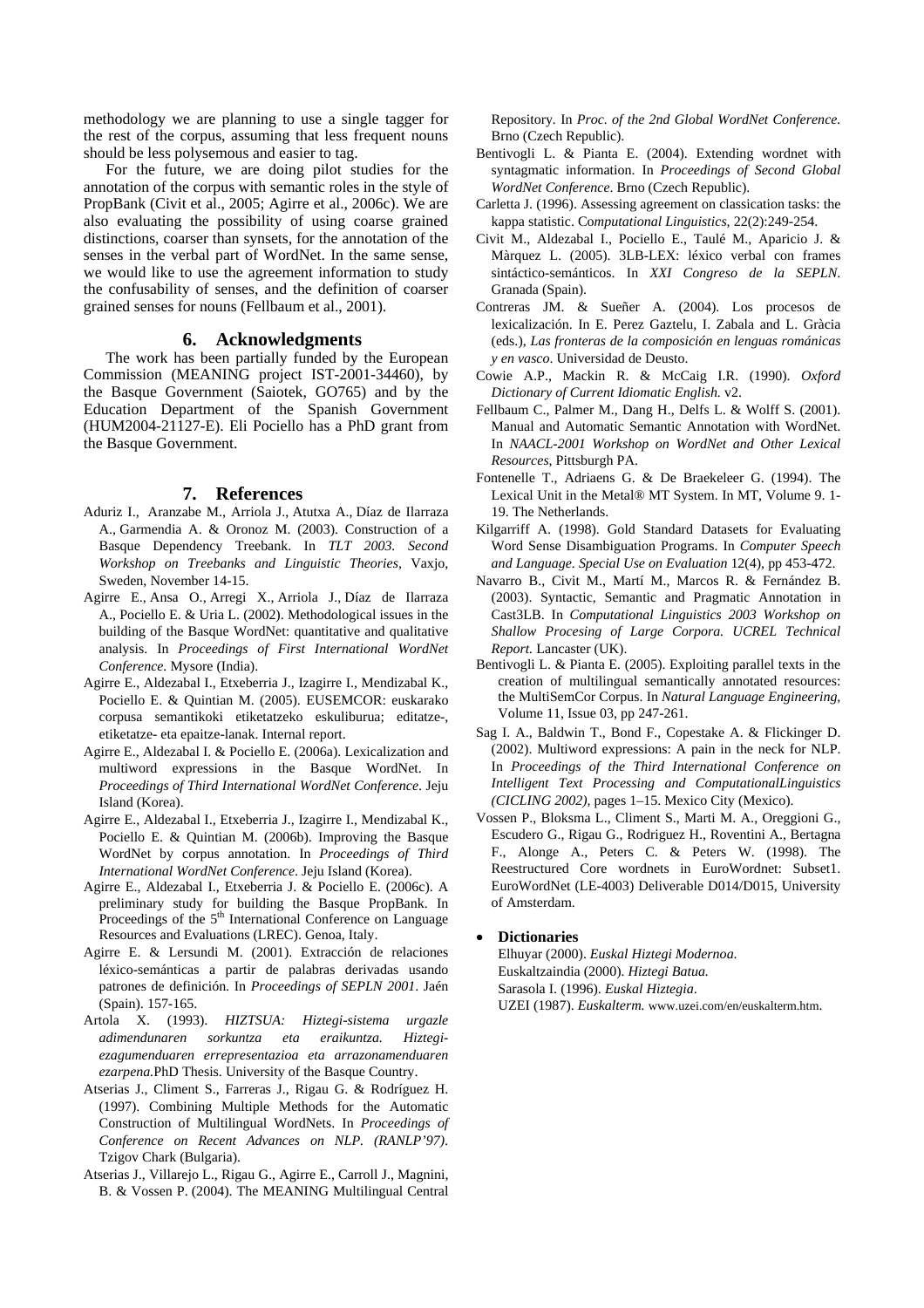methodology we are planning to use a single tagger for the rest of the corpus, assuming that less frequent nouns should be less polysemous and easier to tag.

For the future, we are doing pilot studies for the annotation of the corpus with semantic roles in the style of PropBank (Civit et al., 2005; Agirre et al., 2006c). We are also evaluating the possibility of using coarse grained distinctions, coarser than synsets, for the annotation of the senses in the verbal part of WordNet. In the same sense, we would like to use the agreement information to study the confusability of senses, and the definition of coarser grained senses for nouns (Fellbaum et al., 2001).

## 6. Acknowledgments

The work has been partially funded by the European Commission (MEANING project IST-2001-34460), by the Basque Government (Saiotek, GO765) and by the Education Department of the Spanish Government (HUM2004-21127-E). Eli Pociello has a PhD grant from the Basque Government.

## 7. References

Aduriz I., Aranzabe M., Arriola J., Atutxa A., Díaz de Ilarraza A., Garmendia A. & Oronoz M. (2003). Construction of a Basque Dependency Treebank. In *TLT 2003. Second Workshop on Treebanks and Linguistic Theories*, Vaxjo, Sweden, November 14-15.

Agirre E., Ansa O., Arregi X., Arriola J., Díaz de Ilarraza A., Pociello E. & Uria L. (2002). Methodological issues in the building of the Basque WordNet: quantitative and qualitative analysis. In *Proceedings of First International WordNet Conference.* Mysore (India).

Agirre E., Aldezabal I., Etxeberria J., Izagirre I., Mendizabal K., Pociello E. & Quintian M. (2005). EUSEMCOR: euskarako corpusa semantikoki etiketatzeko eskuliburua; editatze-, etiketatze- eta epaitze-lanak. Internal report.

Agirre E., Aldezabal I. & Pociello E. (2006a). Lexicalization and multiword expressions in the Basque WordNet. In *Proceedings of Third International WordNet Conference*. Jeju Island (Korea).

Agirre E., Aldezabal I., Etxeberria J., Izagirre I., Mendizabal K., Pociello E. & Quintian M. (2006b). Improving the Basque WordNet by corpus annotation. In *Proceedings of Third International WordNet Conference*. Jeju Island (Korea).

Agirre E., Aldezabal I., Etxeberria J. & Pociello E. (2006c). A preliminary study for building the Basque PropBank. In Proceedings of the 5th International Conference on Language Resources and Evaluations (LREC). Genoa, Italy.

Agirre E. & Lersundi M. (2001). Extracción de relaciones léxico-semánticas a partir de palabras derivadas usando patrones de definición. In *Proceedings of SEPLN 2001*. Jaén (Spain). 157-165.

Artola X. (1993). *HIZTSUA: Hiztegi-sistema urgazle adimendunaren sorkuntza eta eraikuntza. Hiztegi-ezagumenduaren errepresentazioa eta arrazonamenduaren ezarpena.*PhD Thesis. University of the Basque Country.

Atserias J., Climent S., Farreras J., Rigau G. & Rodríguez H. (1997). Combining Multiple Methods for the Automatic Construction of Multilingual WordNets. In *Proceedings of Conference on Recent Advances on NLP. (RANLP'97)*. Tzigov Chark (Bulgaria).

Atserias J., Villarejo L., Rigau G., Agirre E., Carroll J., Magnini, B. & Vossen P. (2004). The MEANING Multilingual Central Repository. In *Proc. of the 2nd Global WordNet Conference*. Brno (Czech Republic).

Bentivogli L. & Pianta E. (2004). Extending wordnet with syntagmatic information. In *Proceedings of Second Global WordNet Conference*. Brno (Czech Republic).

Carletta J. (1996). Assessing agreement on classication tasks: the kappa statistic. *Computational Linguistics*, 22(2):249-254.

Civit M., Aldezabal I., Pociello E., Taulé M., Aparicio J. & Màrquez L. (2005). 3LB-LEX: léxico verbal con frames sintáctico-semánticos. In *XXI Congreso de la SEPLN*. Granada (Spain).

Contreras JM. & Sueñer A. (2004). Los procesos de lexicalización. In E. Perez Gaztelu, I. Zabala and L. Gràcia (eds.), *Las fronteras de la composición en lenguas románicas y en vasco*. Universidad de Deusto.

Cowie A.P., Mackin R. & McCaig I.R. (1990). *Oxford Dictionary of Current Idiomatic English.* v2.

Fellbaum C., Palmer M., Dang H., Delfs L. & Wolff S. (2001). Manual and Automatic Semantic Annotation with WordNet. In *NAACL-2001 Workshop on WordNet and Other Lexical Resources*, Pittsburgh PA.

Fontenelle T., Adriaens G. & De Braekeleer G. (1994). The Lexical Unit in the Metal® MT System. In MT, Volume 9. 1-19. The Netherlands.

Kilgarriff A. (1998). Gold Standard Datasets for Evaluating Word Sense Disambiguation Programs. In *Computer Speech and Language. Special Use on Evaluation* 12(4), pp 453-472.

Navarro B., Civit M., Martí M., Marcos R. & Fernández B. (2003). Syntactic, Semantic and Pragmatic Annotation in Cast3LB. In *Computational Linguistics 2003 Workshop on Shallow Procesing of Large Corpora. UCREL Technical Report.* Lancaster (UK).

Bentivogli L. & Pianta E. (2005). Exploiting parallel texts in the creation of multilingual semantically annotated resources: the MultiSemCor Corpus. In *Natural Language Engineering*, Volume 11, Issue 03, pp 247-261.

Sag I. A., Baldwin T., Bond F., Copestake A. & Flickinger D. (2002). Multiword expressions: A pain in the neck for NLP. In *Proceedings of the Third International Conference on Intelligent Text Processing and ComputationalLinguistics (CICLING 2002)*, pages 1–15. Mexico City (Mexico).

Vossen P., Bloksma L., Climent S., Marti M. A., Oreggioni G., Escudero G., Rigau G., Rodriguez H., Roventini A., Bertagna F., Alonge A., Peters C. & Peters W. (1998). The Reestructured Core wordnets in EuroWordnet: Subset1. EuroWordNet (LE-4003) Deliverable D014/D015, University of Amsterdam.

- **Dictionaries**

  Elhuyar (2000). *Euskal Hiztegi Modernoa.*
  Euskaltzaindia (2000). *Hiztegi Batua.*
  Sarasola I. (1996). *Euskal Hiztegia*.
  UZEI (1987). *Euskalterm.* www.uzei.com/en/euskalterm.htm.